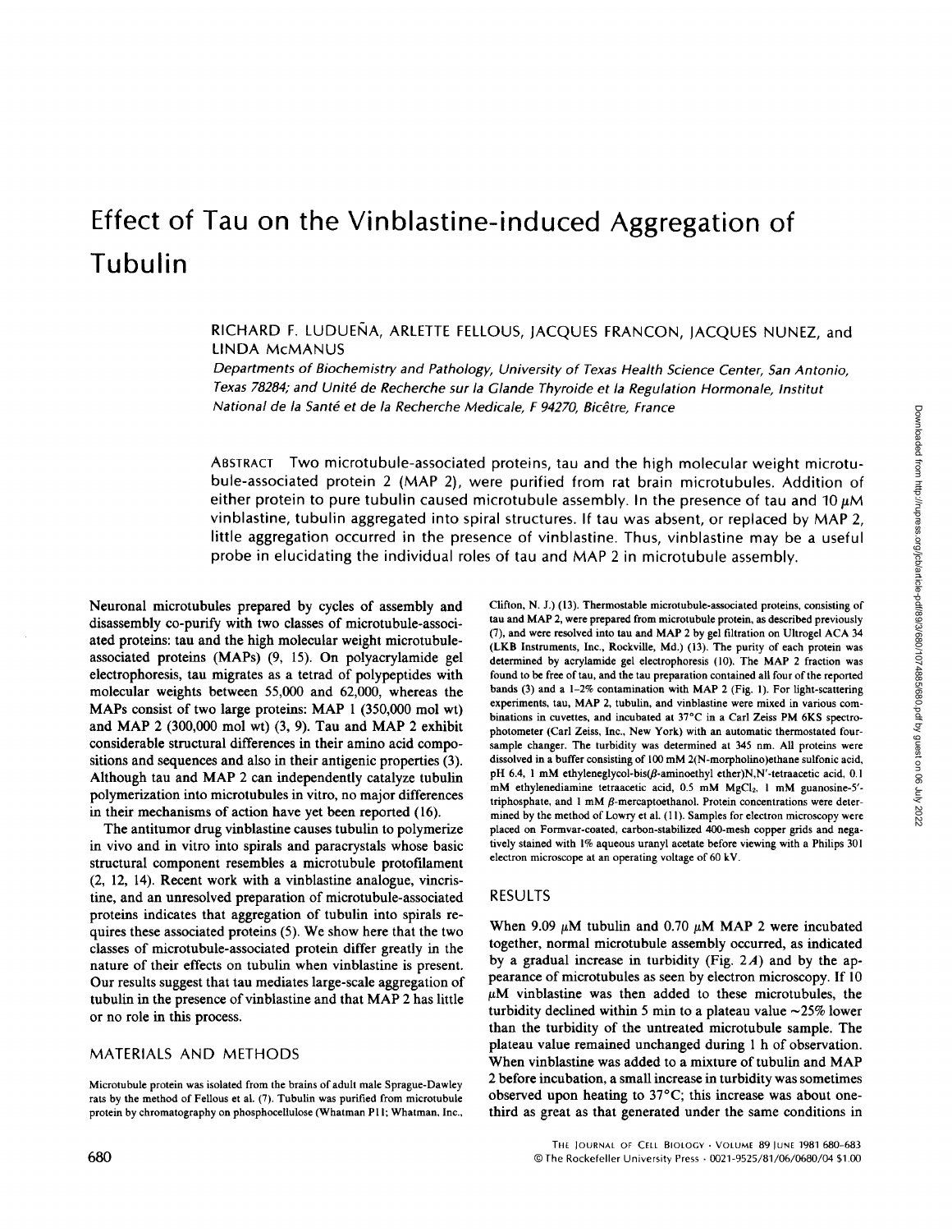# Effect of Tau on the Vinblastine-induced Aggregation of Tubulin

RICHARD F. LUDUEÑA, ARLETTE FELLOUS, JACQUES FRANCON, JACQUES NUNEZ, and LINDA McMANUS

*Departments of Biochemistry and Pathology, University of Texas Health Science Center, San Antonio, Texas 78284; and Unité de Recherche sur la Glande Thyroide et la Regulation Hormonale, Institut National de la Santé et de la Recherche Medicale, F 94270, Bicêtre, France*

ABSTRACT Two microtubule-associated proteins, tau and the high molecular weight microtubule-associated protein 2 (MAP 2), were purified from rat brain microtubules. Addition of either protein to pure tubulin caused microtubule assembly. In the presence of tau and 10 μM vinblastine, tubulin aggregated into spiral structures. If tau was absent, or replaced by MAP 2, little aggregation occurred in the presence of vinblastine. Thus, vinblastine may be a useful probe in elucidating the individual roles of tau and MAP 2 in microtubule assembly.

Neuronal microtubules prepared by cycles of assembly and disassembly co-purify with two classes of microtubule-associated proteins: tau and the high molecular weight microtubule-associated proteins (MAPs) (9, 15). On polyacrylamide gel electrophoresis, tau migrates as a tetrad of polypeptides with molecular weights between 55,000 and 62,000, whereas the MAPs consist of two large proteins: MAP 1 (350,000 mol wt) and MAP 2 (300,000 mol wt) (3, 9). Tau and MAP 2 exhibit considerable structural differences in their amino acid compositions and sequences and also in their antigenic properties (3). Although tau and MAP 2 can independently catalyze tubulin polymerization into microtubules in vitro, no major differences in their mechanisms of action have yet been reported (16).

The antitumor drug vinblastine causes tubulin to polymerize in vivo and in vitro into spirals and paracrystals whose basic structural component resembles a microtubule protofilament (2, 12, 14). Recent work with a vinblastine analogue, vincristine, and an unresolved preparation of microtubule-associated proteins indicates that aggregation of tubulin into spirals requires these associated proteins (5). We show here that the two classes of microtubule-associated protein differ greatly in the nature of their effects on tubulin when vinblastine is present. Our results suggest that tau mediates large-scale aggregation of tubulin in the presence of vinblastine and that MAP 2 has little or no role in this process.

## MATERIALS AND METHODS

Microtubule protein was isolated from the brains of adult male Sprague-Dawley rats by the method of Fellous et al. (7). Tubulin was purified from microtubule protein by chromatography on phosphocellulose (Whatman P11; Whatman, Inc., Clifton, N. J.) (13). Thermostable microtubule-associated proteins, consisting of tau and MAP 2, were prepared from microtubule protein, as described previously (7), and were resolved into tau and MAP 2 by gel filtration on Ultrogel ACA 34 (LKB Instruments, Inc., Rockville, Md.) (13). The purity of each protein was determined by acrylamide gel electrophoresis (10). The MAP 2 fraction was found to be free of tau, and the tau preparation contained all four of the reported bands (3) and a 1-2% contamination with MAP 2 (Fig. 1). For light-scattering experiments, tau, MAP 2, tubulin, and vinblastine were mixed in various combinations in cuvettes, and incubated at 37°C in a Carl Zeiss PM 6KS spectrophotometer (Carl Zeiss, Inc., New York) with an automatic thermostated four-sample changer. The turbidity was determined at 345 nm. All proteins were dissolved in a buffer consisting of 100 mM 2(N-morpholino)ethane sulfonic acid, pH 6.4, 1 mM ethyleneglycol-bis(β-aminoethyl ether)N,N'-tetraacetic acid, 0.1 mM ethylenediamine tetraacetic acid, 0.5 mM $MgCl_2$, 1 mM guanosine-5'-triphosphate, and 1 mM β-mercaptoethanol. Protein concentrations were determined by the method of Lowry et al. (11). Samples for electron microscopy were placed on Formvar-coated, carbon-stabilized 400-mesh copper grids and negatively stained with 1% aqueous uranyl acetate before viewing with a Philips 301 electron microscope at an operating voltage of 60 kV.

## RESULTS

When 9.09 μM tubulin and 0.70 μM MAP 2 were incubated together, normal microtubule assembly occurred, as indicated by a gradual increase in turbidity (Fig. 2*A*) and by the appearance of microtubules as seen by electron microscopy. If 10 μM vinblastine was then added to these microtubules, the turbidity declined within 5 min to a plateau value ~25% lower than the turbidity of the untreated microtubule sample. The plateau value remained unchanged during 1 h of observation. When vinblastine was added to a mixture of tubulin and MAP 2 before incubation, a small increase in turbidity was sometimes observed upon heating to 37°C; this increase was about one-third as great as that generated under the same conditions in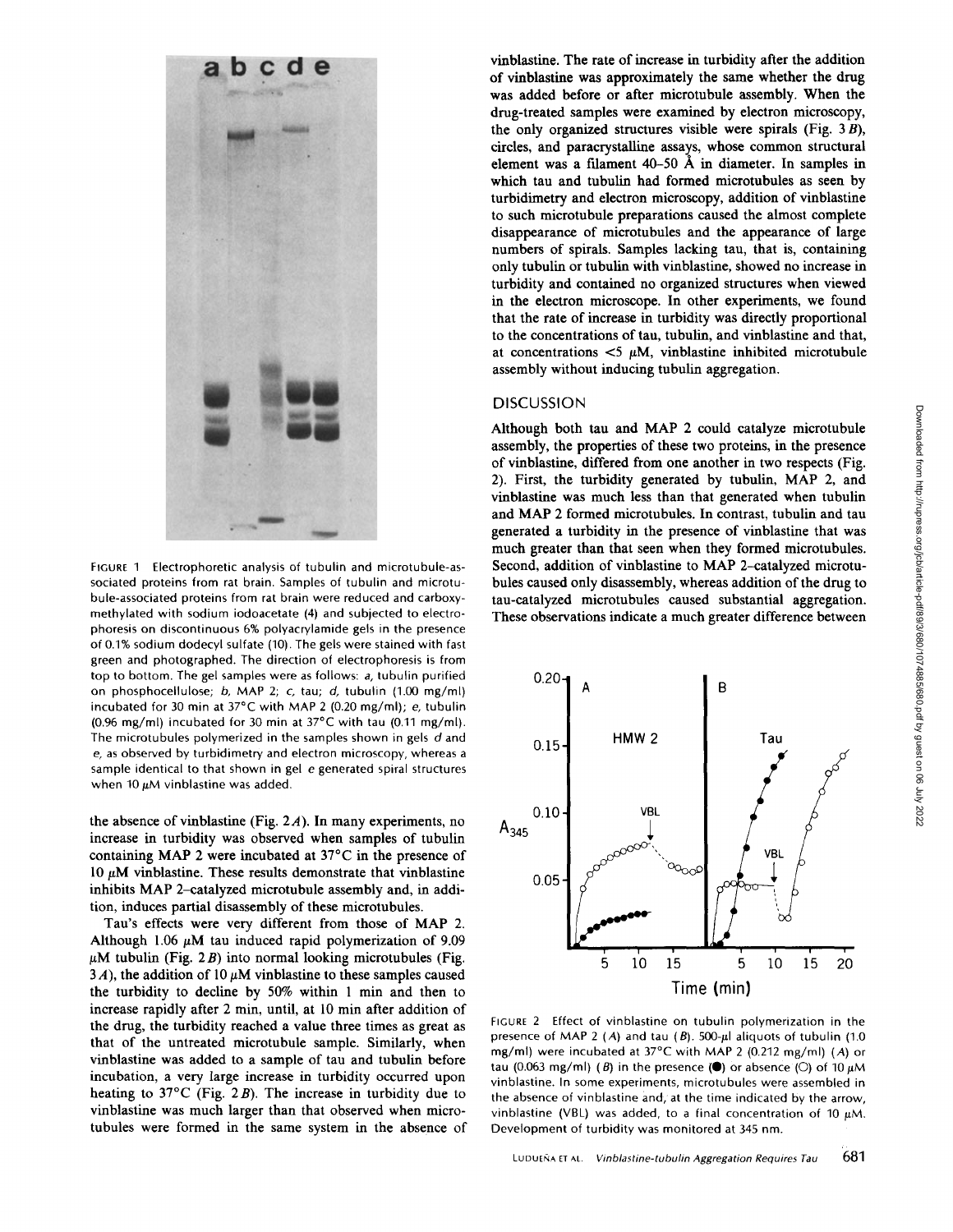a b c d e

FIGURE 1 Electrophoretic analysis of tubulin and microtubule-associated proteins from rat brain. Samples of tubulin and microtubule-associated proteins from rat brain were reduced and carboxymethylated with sodium iodoacetate (4) and subjected to electrophoresis on discontinuous 6% polyacrylamide gels in the presence of 0.1% sodium dodecyl sulfate (10). The gels were stained with fast green and photographed. The direction of electrophoresis is from top to bottom. The gel samples were as follows: *a*, tubulin purified on phosphocellulose; *b*, MAP 2; *c*, tau; *d*, tubulin (1.00 mg/ml) incubated for 30 min at 37°C with MAP 2 (0.20 mg/ml); *e*, tubulin (0.96 mg/ml) incubated for 30 min at 37°C with tau (0.11 mg/ml). The microtubules polymerized in the samples shown in gels *d* and *e*, as observed by turbidimetry and electron microscopy, whereas a sample identical to that shown in gel *e* generated spiral structures when 10 μM vinblastine was added.

the absence of vinblastine (Fig. 2*A*). In many experiments, no increase in turbidity was observed when samples of tubulin containing MAP 2 were incubated at 37°C in the presence of 10 μM vinblastine. These results demonstrate that vinblastine inhibits MAP 2–catalyzed microtubule assembly and, in addition, induces partial disassembly of these microtubules.

Tau's effects were very different from those of MAP 2. Although 1.06 μM tau induced rapid polymerization of 9.09 μM tubulin (Fig. 2*B*) into normal looking microtubules (Fig. 3*A*), the addition of 10 μM vinblastine to these samples caused the turbidity to decline by 50% within 1 min and then to increase rapidly after 2 min, until, at 10 min after addition of the drug, the turbidity reached a value three times as great as that of the untreated microtubule sample. Similarly, when vinblastine was added to a sample of tau and tubulin before incubation, a very large increase in turbidity occurred upon heating to 37°C (Fig. 2*B*). The increase in turbidity due to vinblastine was much larger than that observed when microtubules were formed in the same system in the absence of vinblastine. The rate of increase in turbidity after the addition of vinblastine was approximately the same whether the drug was added before or after microtubule assembly. When the drug-treated samples were examined by electron microscopy, the only organized structures visible were spirals (Fig. 3*B*), circles, and paracrystalline assays, whose common structural element was a filament 40–50 Å in diameter. In samples in which tau and tubulin had formed microtubules as seen by turbidimetry and electron microscopy, addition of vinblastine to such microtubule preparations caused the almost complete disappearance of microtubules and the appearance of large numbers of spirals. Samples lacking tau, that is, containing only tubulin or tubulin with vinblastine, showed no increase in turbidity and contained no organized structures when viewed in the electron microscope. In other experiments, we found that the rate of increase in turbidity was directly proportional to the concentrations of tau, tubulin, and vinblastine and that, at concentrations <5 μM, vinblastine inhibited microtubule assembly without inducing tubulin aggregation.

## DISCUSSION

Although both tau and MAP 2 could catalyze microtubule assembly, the properties of these two proteins, in the presence of vinblastine, differed from one another in two respects (Fig. 2). First, the turbidity generated by tubulin, MAP 2, and vinblastine was much less than that generated when tubulin and MAP 2 formed microtubules. In contrast, tubulin and tau generated a turbidity in the presence of vinblastine that was much greater than that seen when they formed microtubules. Second, addition of vinblastine to MAP 2–catalyzed microtubules caused only disassembly, whereas addition of the drug to tau-catalyzed microtubules caused substantial aggregation. These observations indicate a much greater difference between

A
B
HMW 2
Tau
VBL
VBL
0.20
0.15
0.10
0.05
$A_{345}$
5 10 15
5 10 15 20
Time (min)

FIGURE 2 Effect of vinblastine on tubulin polymerization in the presence of MAP 2 (*A*) and tau (*B*). 500-μl aliquots of tubulin (1.0 mg/ml) were incubated at 37°C with MAP 2 (0.212 mg/ml) (*A*) or tau (0.063 mg/ml) (*B*) in the presence (●) or absence (○) of 10 μM vinblastine. In some experiments, microtubules were assembled in the absence of vinblastine and, at the time indicated by the arrow, vinblastine (VBL) was added, to a final concentration of 10 μM. Development of turbidity was monitored at 345 nm.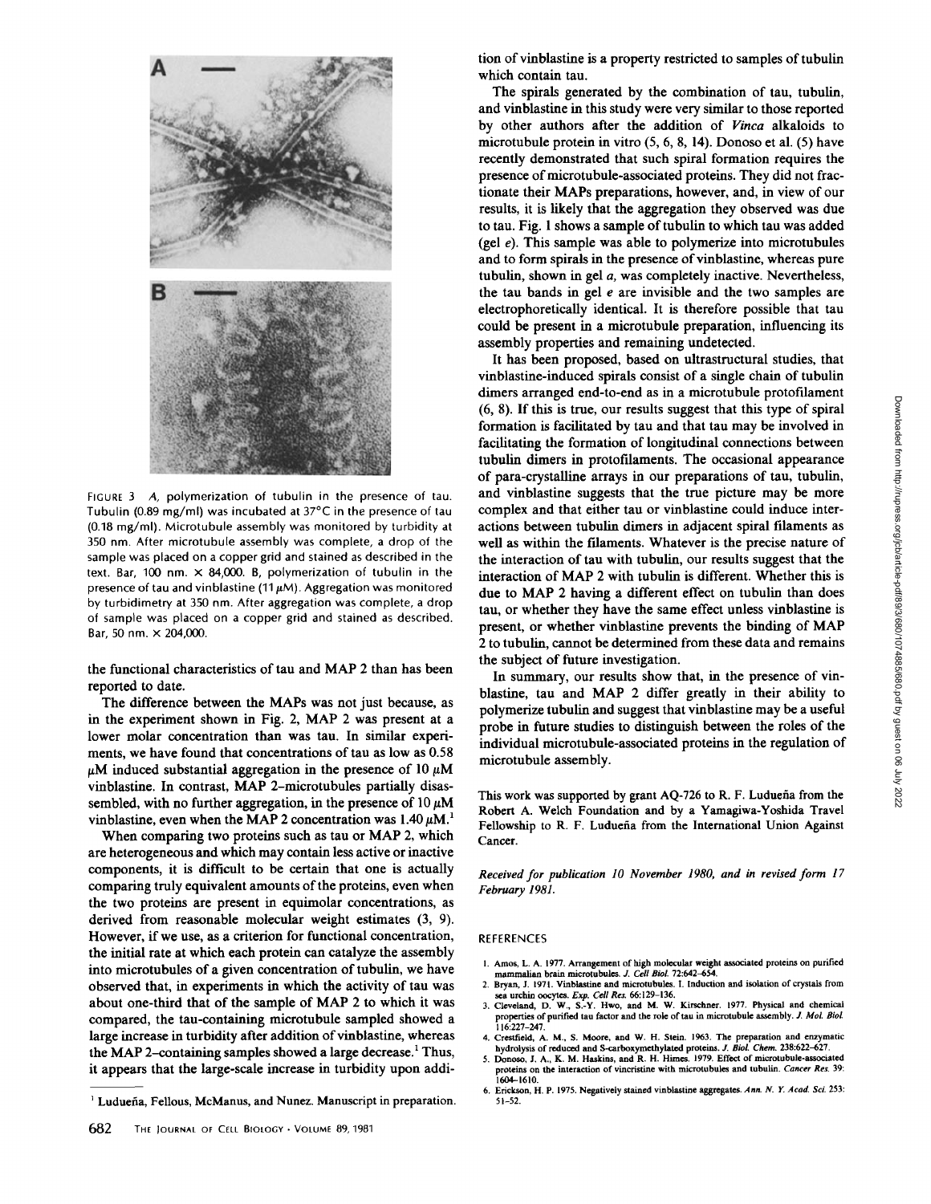FIGURE 3 A, polymerization of tubulin in the presence of tau. Tubulin (0.89 mg/ml) was incubated at 37°C in the presence of tau (0.18 mg/ml). Microtubule assembly was monitored by turbidity at 350 nm. After microtubule assembly was complete, a drop of the sample was placed on a copper grid and stained as described in the text. Bar, 100 nm. × 84,000. B, polymerization of tubulin in the presence of tau and vinblastine (11 μM). Aggregation was monitored by turbidimetry at 350 nm. After aggregation was complete, a drop of sample was placed on a copper grid and stained as described. Bar, 50 nm. × 204,000.

the functional characteristics of tau and MAP 2 than has been reported to date.

The difference between the MAPs was not just because, as in the experiment shown in Fig. 2, MAP 2 was present at a lower molar concentration than was tau. In similar experiments, we have found that concentrations of tau as low as 0.58 μM induced substantial aggregation in the presence of 10 μM vinblastine. In contrast, MAP 2–microtubules partially disassembled, with no further aggregation, in the presence of 10 μM vinblastine, even when the MAP 2 concentration was 1.40 μM.[1]

When comparing two proteins such as tau or MAP 2, which are heterogeneous and which may contain less active or inactive components, it is difficult to be certain that one is actually comparing truly equivalent amounts of the proteins, even when the two proteins are present in equimolar concentrations, as derived from reasonable molecular weight estimates (3, 9). However, if we use, as a criterion for functional concentration, the initial rate at which each protein can catalyze the assembly into microtubules of a given concentration of tubulin, we have observed that, in experiments in which the activity of tau was about one-third that of the sample of MAP 2 to which it was compared, the tau-containing microtubule sampled showed a large increase in turbidity after addition of vinblastine, whereas the MAP 2–containing samples showed a large decrease.[1] Thus, it appears that the large-scale increase in turbidity upon addition of vinblastine is a property restricted to samples of tubulin which contain tau.

The spirals generated by the combination of tau, tubulin, and vinblastine in this study were very similar to those reported by other authors after the addition of *Vinca* alkaloids to microtubule protein in vitro (5, 6, 8, 14). Donoso et al. (5) have recently demonstrated that such spiral formation requires the presence of microtubule-associated proteins. They did not fractionate their MAPs preparations, however, and, in view of our results, it is likely that the aggregation they observed was due to tau. Fig. 1 shows a sample of tubulin to which tau was added (gel *e*). This sample was able to polymerize into microtubules and to form spirals in the presence of vinblastine, whereas pure tubulin, shown in gel *a*, was completely inactive. Nevertheless, the tau bands in gel *e* are invisible and the two samples are electrophoretically identical. It is therefore possible that tau could be present in a microtubule preparation, influencing its assembly properties and remaining undetected.

It has been proposed, based on ultrastructural studies, that vinblastine-induced spirals consist of a single chain of tubulin dimers arranged end-to-end as in a microtubule protofilament (6, 8). If this is true, our results suggest that this type of spiral formation is facilitated by tau and that tau may be involved in facilitating the formation of longitudinal connections between tubulin dimers in protofilaments. The occasional appearance of para-crystalline arrays in our preparations of tau, tubulin, and vinblastine suggests that the true picture may be more complex and that either tau or vinblastine could induce interactions between tubulin dimers in adjacent spiral filaments as well as within the filaments. Whatever is the precise nature of the interaction of tau with tubulin, our results suggest that the interaction of MAP 2 with tubulin is different. Whether this is due to MAP 2 having a different effect on tubulin than does tau, or whether they have the same effect unless vinblastine is present, or whether vinblastine prevents the binding of MAP 2 to tubulin, cannot be determined from these data and remains the subject of future investigation.

In summary, our results show that, in the presence of vinblastine, tau and MAP 2 differ greatly in their ability to polymerize tubulin and suggest that vinblastine may be a useful probe in future studies to distinguish between the roles of the individual microtubule-associated proteins in the regulation of microtubule assembly.

This work was supported by grant AQ-726 to R. F. Ludueña from the Robert A. Welch Foundation and by a Yamagiwa-Yoshida Travel Fellowship to R. F. Ludueña from the International Union Against Cancer.

*Received for publication 10 November 1980, and in revised form 17 February 1981.*

[1] Ludueña, Fellous, McManus, and Nunez. Manuscript in preparation.

## REFERENCES

1. Amos, L. A. 1977. Arrangement of high molecular weight associated proteins on purified mammalian brain microtubules. *J. Cell Biol.* 72:642–654.
2. Bryan, J. 1971. Vinblastine and microtubules. I. Induction and isolation of crystals from sea urchin oocytes. *Exp. Cell Res.* 66:129–136.
3. Cleveland, D. W., S.-Y. Hwo, and M. W. Kirschner. 1977. Physical and chemical properties of purified tau factor and the role of tau in microtubule assembly. *J. Mol. Biol.* 116:227–247.
4. Crestfield, A. M., S. Moore, and W. H. Stein. 1963. The preparation and enzymatic hydrolysis of reduced and S-carboxymethylated proteins. *J. Biol. Chem.* 238:622–627.
5. Donoso, J. A., K. M. Haskins, and R. H. Himes. 1979. Effect of microtubule-associated proteins on the interaction of vincristine with microtubules and tubulin. *Cancer Res.* 39: 1604–1610.
6. Erickson, H. P. 1975. Negatively stained vinblastine aggregates. *Ann. N. Y. Acad. Sci.* 253: 51–52.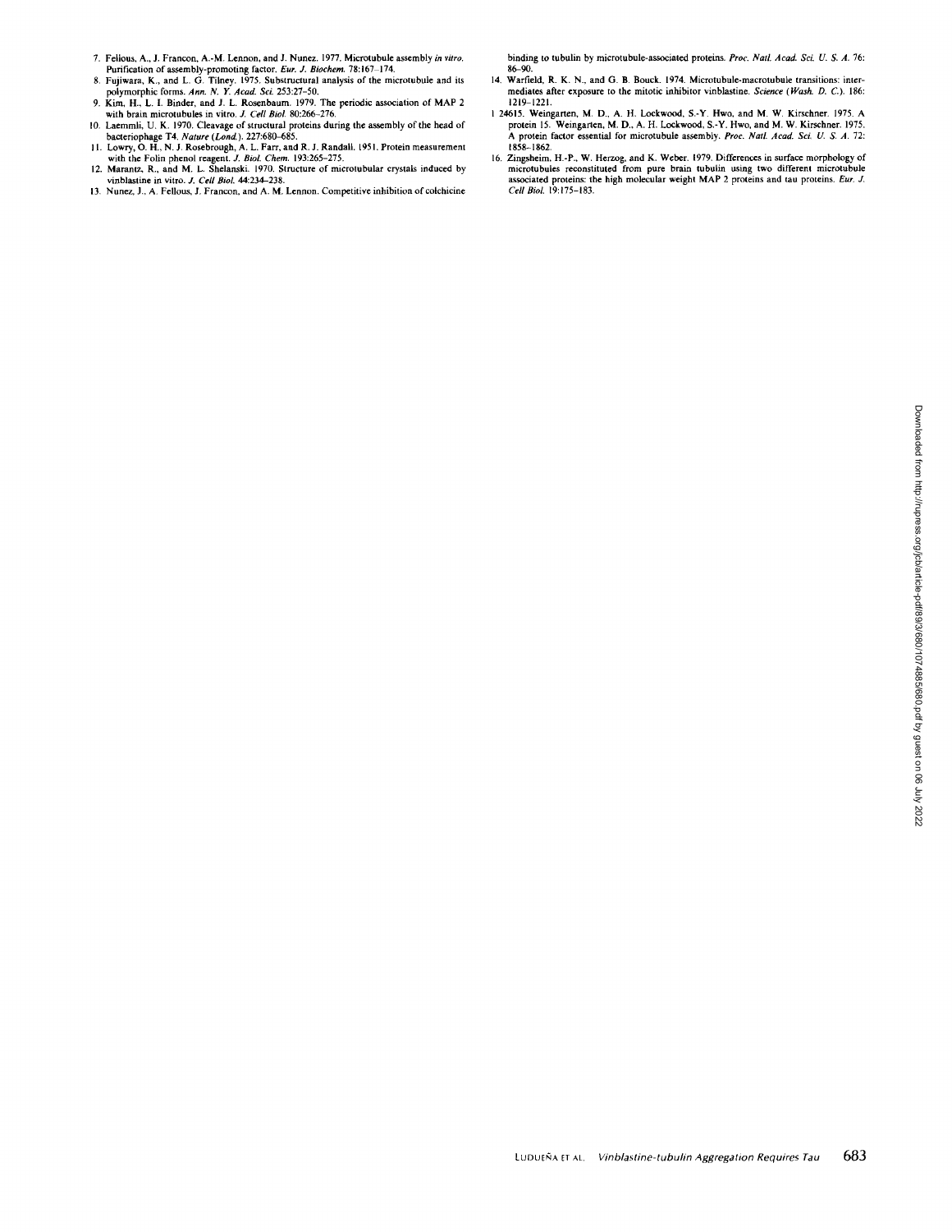7. Fellous, A., J. Francon, A.-M. Lennon, and J. Nunez. 1977. Microtubule assembly *in vitro*. Purification of assembly-promoting factor. *Eur. J. Biochem.* 78:167–174.
8. Fujiwara, K., and L. G. Tilney. 1975. Substructural analysis of the microtubule and its polymorphic forms. *Ann. N. Y. Acad. Sci.* 253:27–50.
9. Kim, H., L. I. Binder, and J. L. Rosenbaum. 1979. The periodic association of MAP 2 with brain microtubules in vitro. *J. Cell Biol.* 80:266–276.
10. Laemmli, U. K. 1970. Cleavage of structural proteins during the assembly of the head of bacteriophage T4. *Nature (Lond.)*. 227:680–685.
11. Lowry, O. H., N. J. Rosebrough, A. L. Farr, and R. J. Randall. 1951. Protein measurement with the Folin phenol reagent. *J. Biol. Chem.* 193:265–275.
12. Marantz, R., and M. L. Shelanski. 1970. Structure of microtubular crystals induced by vinblastine in vitro. *J. Cell Biol.* 44:234–238.
13. Nunez, J., A. Fellous, J. Francon, and A. M. Lennon. Competitive inhibition of colchicine binding to tubulin by microtubule-associated proteins. *Proc. Natl. Acad. Sci. U. S. A.* 76: 86–90.
14. Warfield, R. K. N., and G. B. Bouck. 1974. Microtubule-macrotubule transitions: intermediates after exposure to the mitotic inhibitor vinblastine. *Science (Wash. D. C.)*. 186: 1219–1221.
15. Weingarten, M. D., A. H. Lockwood, S.-Y. Hwo, and M. W. Kirschner. 1975. A protein factor essential for microtubule assembly. *Proc. Natl. Acad. Sci. U. S. A.* 72: 1858–1862.
16. Zingsheim, H.-P., W. Herzog, and K. Weber. 1979. Differences in surface morphology of microtubules reconstituted from pure brain tubulin using two different microtubule associated proteins: the high molecular weight MAP 2 proteins and tau proteins. *Eur. J. Cell Biol.* 19:175–183.